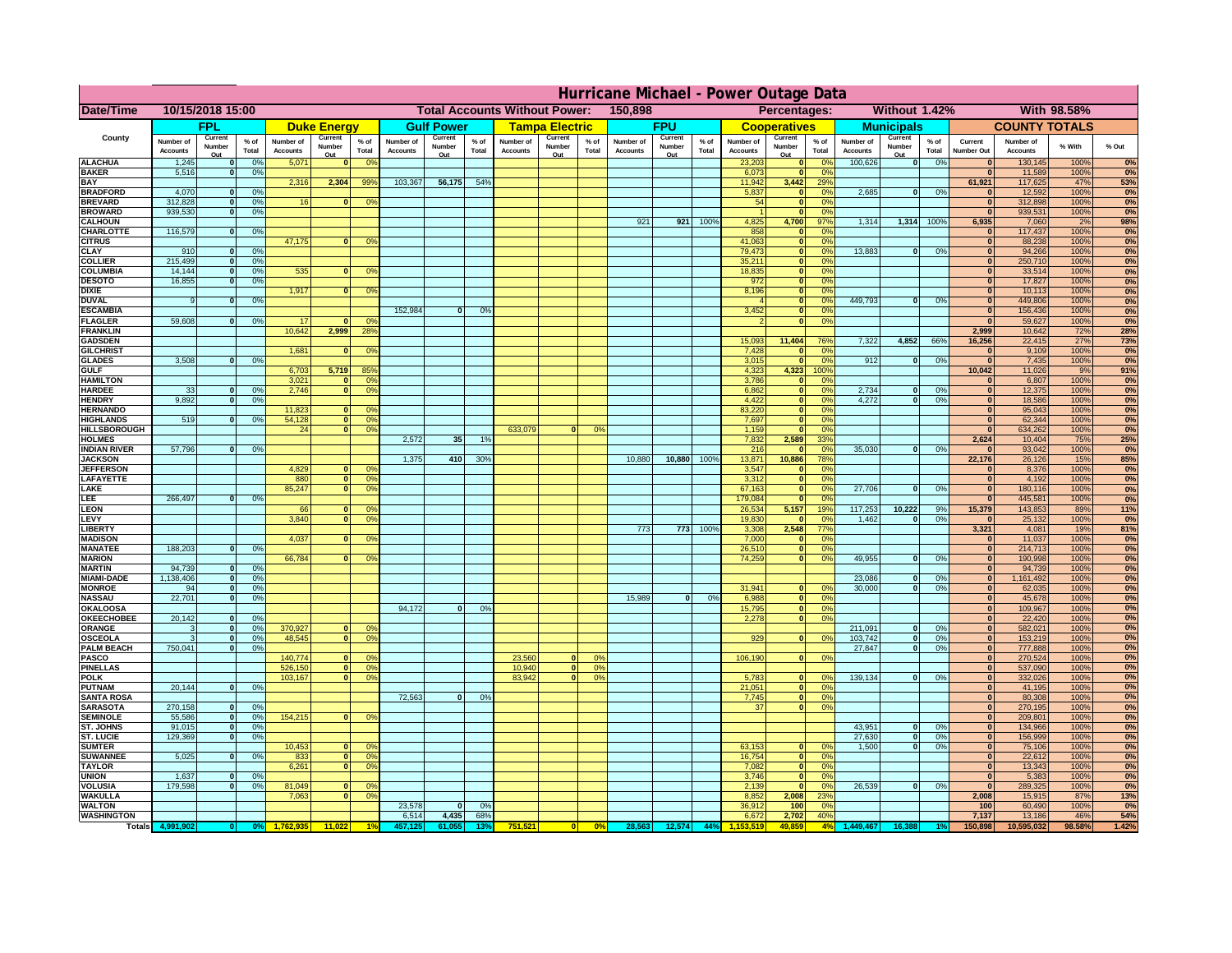# Hurricane Michael - Power Outage Data

| Date/Time | 10/15/2018 15:00 | | | | | Total Accounts Without Power: | | | | 150,898 | | | | Percentages: | | | Without 1.42% | | | With 98.58% | | | |
|---|---|---|---|---|---|---|---|---|---|---|---|---|---|---|---|---|---|---|---|---|---|---|---|
| County | FPL | | | Duke Energy | | | Gulf Power | | | Tampa Electric | | | FPU | | | Cooperatives | | | Municipals | | | COUNTY TOTALS | | | |
| | Number of Accounts | Current Number Out | % of Total | Number of Accounts | Current Number Out | % of Total | Number of Accounts | Current Number Out | % of Total | Number of Accounts | Current Number Out | % of Total | Number of Accounts | Current Number Out | % of Total | Number of Accounts | Current Number Out | % of Total | Number of Accounts | Current Number Out | % of Total | Current Number Out | Number of Accounts | % With | % Out |
| ALACHUA | 1,245 | 0 | 0% | 5,071 | 0 | 0% | | | | | | | | | | 23,203 | 0 | 0% | 100,626 | 0 | 0% | 0 | 130,145 | 100% | 0% |
| BAKER | 5,516 | 0 | 0% | | | | | | | | | | | | | 6,073 | 0 | 0% | | | | 0 | 11,589 | 100% | 0% |
| BAY | | | | 2,316 | 2,304 | 99% | 103,367 | 56,175 | 54% | | | | | | | 11,942 | 3,442 | 29% | | | | 61,921 | 117,625 | 47% | 53% |
| BRADFORD | 4,070 | 0 | 0% | | | | | | | | | | | | | 5,837 | 0 | 0% | 2,685 | 0 | 0% | 0 | 12,592 | 100% | 0% |
| BREVARD | 312,828 | 0 | 0% | 16 | 0 | 0% | | | | | | | | | | 54 | 0 | 0% | | | | 0 | 312,898 | 100% | 0% |
| BROWARD | 939,530 | 0 | 0% | | | | | | | | | | | | | 1 | 0 | 0% | | | | 0 | 939,531 | 100% | 0% |
| CALHOUN | | | | | | | | | | | | | 921 | 921 | 100% | 4,825 | 4,700 | 97% | 1,314 | 1,314 | 100% | 6,935 | 7,060 | 2% | 98% |
| CHARLOTTE | 116,579 | 0 | 0% | | | | | | | | | | | | | 858 | 0 | 0% | | | | 0 | 117,437 | 100% | 0% |
| CITRUS | | | | 47,175 | 0 | 0% | | | | | | | | | | 41,063 | 0 | 0% | | | | 0 | 88,238 | 100% | 0% |
| CLAY | 910 | 0 | 0% | | | | | | | | | | | | | 79,473 | 0 | 0% | 13,883 | 0 | 0% | 0 | 94,266 | 100% | 0% |
| COLLIER | 215,499 | 0 | 0% | | | | | | | | | | | | | 35,211 | 0 | 0% | | | | 0 | 250,710 | 100% | 0% |
| COLUMBIA | 14,144 | 0 | 0% | 535 | 0 | 0% | | | | | | | | | | 18,835 | 0 | 0% | | | | 0 | 33,514 | 100% | 0% |
| DESOTO | 16,855 | 0 | 0% | | | | | | | | | | | | | 972 | 0 | 0% | | | | 0 | 17,827 | 100% | 0% |
| DIXIE | | | | 1,917 | 0 | 0% | | | | | | | | | | 8,196 | 0 | 0% | | | | 0 | 10,113 | 100% | 0% |
| DUVAL | 9 | 0 | 0% | | | | | | | | | | | | | 4 | 0 | 0% | 449,793 | 0 | 0% | 0 | 449,806 | 100% | 0% |
| ESCAMBIA | | | | | | | 152,984 | 0 | 0% | | | | | | | 3,452 | 0 | 0% | | | | 0 | 156,436 | 100% | 0% |
| FLAGLER | 59,608 | 0 | 0% | 17 | 0 | 0% | | | | | | | | | | 2 | 0 | 0% | | | | 0 | 59,627 | 100% | 0% |
| FRANKLIN | | | | 10,642 | 2,999 | 28% | | | | | | | | | | | | | | | | 2,999 | 10,642 | 72% | 28% |
| GADSDEN | | | | | | | | | | | | | | | | 15,093 | 11,404 | 76% | 7,322 | 4,852 | 66% | 16,256 | 22,415 | 27% | 73% |
| GILCHRIST | | | | 1,681 | 0 | 0% | | | | | | | | | | 7,428 | 0 | 0% | | | | 0 | 9,109 | 100% | 0% |
| GLADES | 3,508 | 0 | 0% | | | | | | | | | | | | | 3,015 | 0 | 0% | 912 | 0 | 0% | 0 | 7,435 | 100% | 0% |
| GULF | | | | 6,703 | 5,719 | 85% | | | | | | | | | | 4,323 | 4,323 | 100% | | | | 10,042 | 11,026 | 9% | 91% |
| HAMILTON | | | | 3,021 | 0 | 0% | | | | | | | | | | 3,786 | 0 | 0% | | | | 0 | 6,807 | 100% | 0% |
| HARDEE | 33 | 0 | 0% | 2,746 | 0 | 0% | | | | | | | | | | 6,862 | 0 | 0% | 2,734 | 0 | 0% | 0 | 12,375 | 100% | 0% |
| HENDRY | 9,892 | 0 | 0% | | | | | | | | | | | | | 4,422 | 0 | 0% | 4,272 | 0 | 0% | 0 | 18,586 | 100% | 0% |
| HERNANDO | | | | 11,823 | 0 | 0% | | | | | | | | | | 83,220 | 0 | 0% | | | | 0 | 95,043 | 100% | 0% |
| HIGHLANDS | 519 | 0 | 0% | 54,128 | 0 | 0% | | | | | | | | | | 7,697 | 0 | 0% | | | | 0 | 62,344 | 100% | 0% |
| HILLSBOROUGH | | | | 24 | 0 | 0% | | | | 633,079 | 0 | 0% | | | | 1,159 | 0 | 0% | | | | 0 | 634,262 | 100% | 0% |
| HOLMES | | | | | | | 2,572 | 35 | 1% | | | | | | | 7,832 | 2,589 | 33% | | | | 2,624 | 10,404 | 75% | 25% |
| INDIAN RIVER | 57,796 | 0 | 0% | | | | | | | | | | | | | 216 | 0 | 0% | 35,030 | 0 | 0% | 0 | 93,042 | 100% | 0% |
| JACKSON | | | | | | | 1,375 | 410 | 30% | | | | 10,880 | 10,880 | 100% | 13,871 | 10,886 | 78% | | | | 22,176 | 26,126 | 15% | 85% |
| JEFFERSON | | | | 4,829 | 0 | 0% | | | | | | | | | | 3,547 | 0 | 0% | | | | 0 | 8,376 | 100% | 0% |
| LAFAYETTE | | | | 880 | 0 | 0% | | | | | | | | | | 3,312 | 0 | 0% | | | | 0 | 4,192 | 100% | 0% |
| LAKE | | | | 85,247 | 0 | 0% | | | | | | | | | | 67,163 | 0 | 0% | 27,706 | 0 | 0% | 0 | 180,116 | 100% | 0% |
| LEE | 266,497 | 0 | 0% | | | | | | | | | | | | | 179,084 | 0 | 0% | | | | 0 | 445,581 | 100% | 0% |
| LEON | | | | 66 | 0 | 0% | | | | | | | | | | 26,534 | 5,157 | 19% | 117,253 | 10,222 | 9% | 15,379 | 143,853 | 89% | 11% |
| LEVY | | | | 3,840 | 0 | 0% | | | | | | | | | | 19,830 | 0 | 0% | 1,462 | 0 | 0% | 0 | 25,132 | 100% | 0% |
| LIBERTY | | | | | | | | | | | | | 773 | 773 | 100% | 3,308 | 2,548 | 77% | | | | 3,321 | 4,081 | 19% | 81% |
| MADISON | | | | 4,037 | 0 | 0% | | | | | | | | | | 7,000 | 0 | 0% | | | | 0 | 11,037 | 100% | 0% |
| MANATEE | 188,203 | 0 | 0% | | | | | | | | | | | | | 26,510 | 0 | 0% | | | | 0 | 214,713 | 100% | 0% |
| MARION | | | | 66,784 | 0 | 0% | | | | | | | | | | 74,259 | 0 | 0% | 49,955 | 0 | 0% | 0 | 190,998 | 100% | 0% |
| MARTIN | 94,739 | 0 | 0% | | | | | | | | | | | | | | | | | | | 0 | 94,739 | 100% | 0% |
| MIAMI-DADE | 1,138,406 | 0 | 0% | | | | | | | | | | | | | | | | 23,086 | 0 | 0% | 0 | 1,161,492 | 100% | 0% |
| MONROE | 94 | 0 | 0% | | | | | | | | | | | | | 31,941 | 0 | 0% | 30,000 | 0 | 0% | 0 | 62,035 | 100% | 0% |
| NASSAU | 22,701 | 0 | 0% | | | | | | | | | | 15,989 | 0 | 0% | 6,988 | 0 | 0% | | | | 0 | 45,678 | 100% | 0% |
| OKALOOSA | | | | | | | 94,172 | 0 | 0% | | | | | | | 15,795 | 0 | 0% | | | | 0 | 109,967 | 100% | 0% |
| OKEECHOBEE | 20,142 | 0 | 0% | | | | | | | | | | | | | 2,278 | 0 | 0% | | | | 0 | 22,420 | 100% | 0% |
| ORANGE | 3 | 0 | 0% | 370,927 | 0 | 0% | | | | | | | | | | | | | 211,091 | 0 | 0% | 0 | 582,021 | 100% | 0% |
| OSCEOLA | 3 | 0 | 0% | 48,545 | 0 | 0% | | | | | | | | | | 929 | 0 | 0% | 103,742 | 0 | 0% | 0 | 153,219 | 100% | 0% |
| PALM BEACH | 750,041 | 0 | 0% | | | | | | | | | | | | | | | | 27,847 | 0 | 0% | 0 | 777,888 | 100% | 0% |
| PASCO | | | | 140,774 | 0 | 0% | | | | 23,560 | 0 | 0% | | | | 106,190 | 0 | 0% | | | | 0 | 270,524 | 100% | 0% |
| PINELLAS | | | | 526,150 | 0 | 0% | | | | 10,940 | 0 | 0% | | | | | | | | | | 0 | 537,090 | 100% | 0% |
| POLK | | | | 103,167 | 0 | 0% | | | | 83,942 | 0 | 0% | | | | 5,783 | 0 | 0% | 139,134 | 0 | 0% | 0 | 332,026 | 100% | 0% |
| PUTNAM | 20,144 | 0 | 0% | | | | | | | | | | | | | 21,051 | 0 | 0% | | | | 0 | 41,195 | 100% | 0% |
| SANTA ROSA | | | | | | | 72,563 | 0 | 0% | | | | | | | 7,745 | 0 | 0% | | | | 0 | 80,308 | 100% | 0% |
| SARASOTA | 270,158 | 0 | 0% | | | | | | | | | | | | | 37 | 0 | 0% | | | | 0 | 270,195 | 100% | 0% |
| SEMINOLE | 55,586 | 0 | 0% | 154,215 | 0 | 0% | | | | | | | | | | | | | | | | 0 | 209,801 | 100% | 0% |
| ST. JOHNS | 91,015 | 0 | 0% | | | | | | | | | | | | | | | | 43,951 | 0 | 0% | 0 | 134,966 | 100% | 0% |
| ST. LUCIE | 129,369 | 0 | 0% | | | | | | | | | | | | | | | | 27,630 | 0 | 0% | 0 | 156,999 | 100% | 0% |
| SUMTER | | | | 10,453 | 0 | 0% | | | | | | | | | | 63,153 | 0 | 0% | 1,500 | 0 | 0% | 0 | 75,106 | 100% | 0% |
| SUWANNEE | 5,025 | 0 | 0% | 833 | 0 | 0% | | | | | | | | | | 16,754 | 0 | 0% | | | | 0 | 22,612 | 100% | 0% |
| TAYLOR | | | | 6,261 | 0 | 0% | | | | | | | | | | 7,082 | 0 | 0% | | | | 0 | 13,343 | 100% | 0% |
| UNION | 1,637 | 0 | 0% | | | | | | | | | | | | | 3,746 | 0 | 0% | | | | 0 | 5,383 | 100% | 0% |
| VOLUSIA | 179,598 | 0 | 0% | 81,049 | 0 | 0% | | | | | | | | | | 2,139 | 0 | 0% | 26,539 | 0 | 0% | 0 | 289,325 | 100% | 0% |
| WAKULLA | | | | 7,063 | 0 | 0% | | | | | | | | | | 8,852 | 2,008 | 23% | | | | 2,008 | 15,915 | 87% | 13% |
| WALTON | | | | | | | 23,578 | 0 | 0% | | | | | | | 36,912 | 100 | 0% | | | | 100 | 60,490 | 100% | 0% |
| WASHINGTON | | | | | | | 6,514 | 4,435 | 68% | | | | | | | 6,672 | 2,702 | 40% | | | | 7,137 | 13,186 | 46% | 54% |
| Totals | 4,991,902 | 0 | 0% | 1,762,935 | 11,022 | 1% | 457,125 | 61,055 | 13% | 751,521 | 0 | 0% | 28,563 | 12,574 | 44% | 1,153,519 | 49,859 | 4% | 1,449,467 | 16,388 | 1% | 150,898 | 10,595,032 | 98.58% | 1.42% |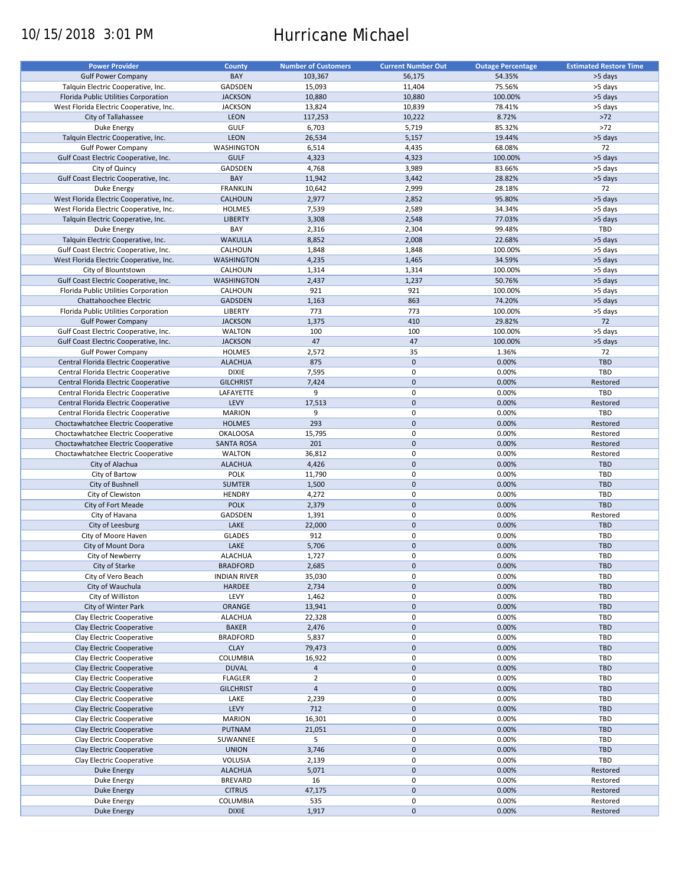10/15/2018 3:01 PM

# Hurricane Michael

| Power Provider | County | Number of Customers | Current Number Out | Outage Percentage | Estimated Restore Time |
|---|---|---|---|---|---|
| Gulf Power Company | BAY | 103,367 | 56,175 | 54.35% | >5 days |
| Talquin Electric Cooperative, Inc. | GADSDEN | 15,093 | 11,404 | 75.56% | >5 days |
| Florida Public Utilities Corporation | JACKSON | 10,880 | 10,880 | 100.00% | >5 days |
| West Florida Electric Cooperative, Inc. | JACKSON | 13,824 | 10,839 | 78.41% | >5 days |
| City of Tallahassee | LEON | 117,253 | 10,222 | 8.72% | >72 |
| Duke Energy | GULF | 6,703 | 5,719 | 85.32% | >72 |
| Talquin Electric Cooperative, Inc. | LEON | 26,534 | 5,157 | 19.44% | >5 days |
| Gulf Power Company | WASHINGTON | 6,514 | 4,435 | 68.08% | 72 |
| Gulf Coast Electric Cooperative, Inc. | GULF | 4,323 | 4,323 | 100.00% | >5 days |
| City of Quincy | GADSDEN | 4,768 | 3,989 | 83.66% | >5 days |
| Gulf Coast Electric Cooperative, Inc. | BAY | 11,942 | 3,442 | 28.82% | >5 days |
| Duke Energy | FRANKLIN | 10,642 | 2,999 | 28.18% | 72 |
| West Florida Electric Cooperative, Inc. | CALHOUN | 2,977 | 2,852 | 95.80% | >5 days |
| West Florida Electric Cooperative, Inc. | HOLMES | 7,539 | 2,589 | 34.34% | >5 days |
| Talquin Electric Cooperative, Inc. | LIBERTY | 3,308 | 2,548 | 77.03% | >5 days |
| Duke Energy | BAY | 2,316 | 2,304 | 99.48% | TBD |
| Talquin Electric Cooperative, Inc. | WAKULLA | 8,852 | 2,008 | 22.68% | >5 days |
| Gulf Coast Electric Cooperative, Inc. | CALHOUN | 1,848 | 1,848 | 100.00% | >5 days |
| West Florida Electric Cooperative, Inc. | WASHINGTON | 4,235 | 1,465 | 34.59% | >5 days |
| City of Blountstown | CALHOUN | 1,314 | 1,314 | 100.00% | >5 days |
| Gulf Coast Electric Cooperative, Inc. | WASHINGTON | 2,437 | 1,237 | 50.76% | >5 days |
| Florida Public Utilities Corporation | CALHOUN | 921 | 921 | 100.00% | >5 days |
| Chattahoochee Electric | GADSDEN | 1,163 | 863 | 74.20% | >5 days |
| Florida Public Utilities Corporation | LIBERTY | 773 | 773 | 100.00% | >5 days |
| Gulf Power Company | JACKSON | 1,375 | 410 | 29.82% | 72 |
| Gulf Coast Electric Cooperative, Inc. | WALTON | 100 | 100 | 100.00% | >5 days |
| Gulf Coast Electric Cooperative, Inc. | JACKSON | 47 | 47 | 100.00% | >5 days |
| Gulf Power Company | HOLMES | 2,572 | 35 | 1.36% | 72 |
| Central Florida Electric Cooperative | ALACHUA | 875 | 0 | 0.00% | TBD |
| Central Florida Electric Cooperative | DIXIE | 7,595 | 0 | 0.00% | TBD |
| Central Florida Electric Cooperative | GILCHRIST | 7,424 | 0 | 0.00% | Restored |
| Central Florida Electric Cooperative | LAFAYETTE | 9 | 0 | 0.00% | TBD |
| Central Florida Electric Cooperative | LEVY | 17,513 | 0 | 0.00% | Restored |
| Central Florida Electric Cooperative | MARION | 9 | 0 | 0.00% | TBD |
| Choctawhatchee Electric Cooperative | HOLMES | 293 | 0 | 0.00% | Restored |
| Choctawhatchee Electric Cooperative | OKALOOSA | 15,795 | 0 | 0.00% | Restored |
| Choctawhatchee Electric Cooperative | SANTA ROSA | 201 | 0 | 0.00% | Restored |
| Choctawhatchee Electric Cooperative | WALTON | 36,812 | 0 | 0.00% | Restored |
| City of Alachua | ALACHUA | 4,426 | 0 | 0.00% | TBD |
| City of Bartow | POLK | 11,790 | 0 | 0.00% | TBD |
| City of Bushnell | SUMTER | 1,500 | 0 | 0.00% | TBD |
| City of Clewiston | HENDRY | 4,272 | 0 | 0.00% | TBD |
| City of Fort Meade | POLK | 2,379 | 0 | 0.00% | TBD |
| City of Havana | GADSDEN | 1,391 | 0 | 0.00% | Restored |
| City of Leesburg | LAKE | 22,000 | 0 | 0.00% | TBD |
| City of Moore Haven | GLADES | 912 | 0 | 0.00% | TBD |
| City of Mount Dora | LAKE | 5,706 | 0 | 0.00% | TBD |
| City of Newberry | ALACHUA | 1,727 | 0 | 0.00% | TBD |
| City of Starke | BRADFORD | 2,685 | 0 | 0.00% | TBD |
| City of Vero Beach | INDIAN RIVER | 35,030 | 0 | 0.00% | TBD |
| City of Wauchula | HARDEE | 2,734 | 0 | 0.00% | TBD |
| City of Williston | LEVY | 1,462 | 0 | 0.00% | TBD |
| City of Winter Park | ORANGE | 13,941 | 0 | 0.00% | TBD |
| Clay Electric Cooperative | ALACHUA | 22,328 | 0 | 0.00% | TBD |
| Clay Electric Cooperative | BAKER | 2,476 | 0 | 0.00% | TBD |
| Clay Electric Cooperative | BRADFORD | 5,837 | 0 | 0.00% | TBD |
| Clay Electric Cooperative | CLAY | 79,473 | 0 | 0.00% | TBD |
| Clay Electric Cooperative | COLUMBIA | 16,922 | 0 | 0.00% | TBD |
| Clay Electric Cooperative | DUVAL | 4 | 0 | 0.00% | TBD |
| Clay Electric Cooperative | FLAGLER | 2 | 0 | 0.00% | TBD |
| Clay Electric Cooperative | GILCHRIST | 4 | 0 | 0.00% | TBD |
| Clay Electric Cooperative | LAKE | 2,239 | 0 | 0.00% | TBD |
| Clay Electric Cooperative | LEVY | 712 | 0 | 0.00% | TBD |
| Clay Electric Cooperative | MARION | 16,301 | 0 | 0.00% | TBD |
| Clay Electric Cooperative | PUTNAM | 21,051 | 0 | 0.00% | TBD |
| Clay Electric Cooperative | SUWANNEE | 5 | 0 | 0.00% | TBD |
| Clay Electric Cooperative | UNION | 3,746 | 0 | 0.00% | TBD |
| Clay Electric Cooperative | VOLUSIA | 2,139 | 0 | 0.00% | TBD |
| Duke Energy | ALACHUA | 5,071 | 0 | 0.00% | Restored |
| Duke Energy | BREVARD | 16 | 0 | 0.00% | Restored |
| Duke Energy | CITRUS | 47,175 | 0 | 0.00% | Restored |
| Duke Energy | COLUMBIA | 535 | 0 | 0.00% | Restored |
| Duke Energy | DIXIE | 1,917 | 0 | 0.00% | Restored |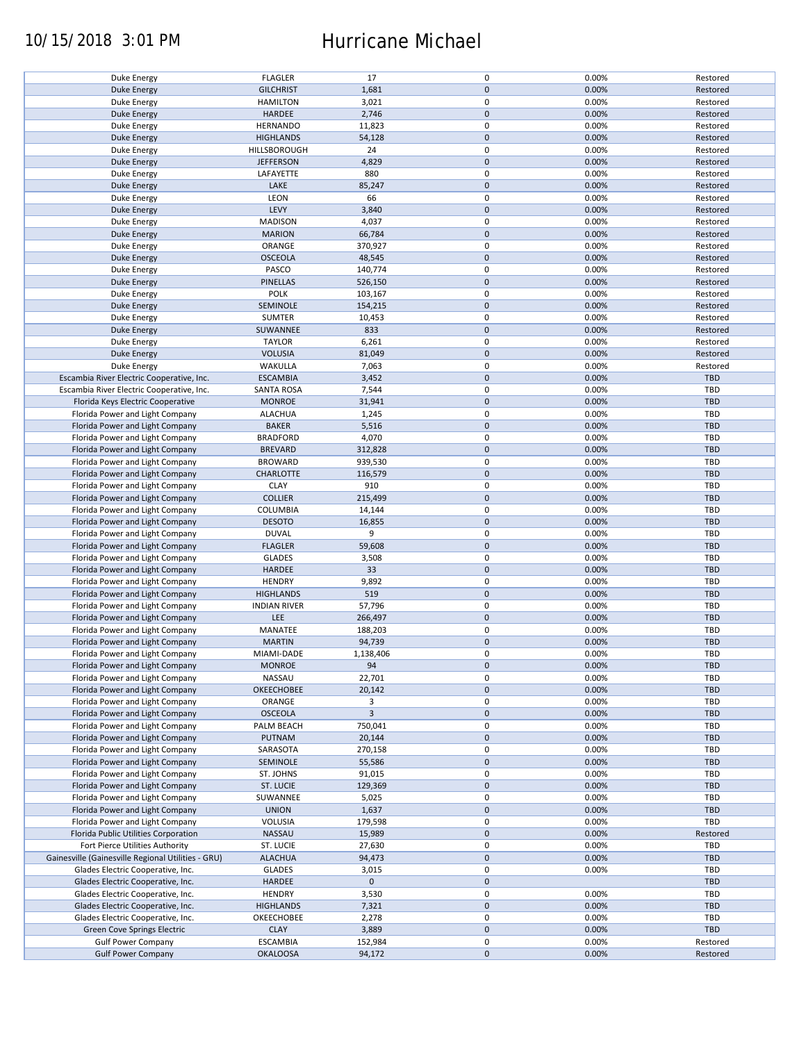| Duke Energy | FLAGLER | 17 | 0 | 0.00% | Restored |
|---|---|---|---|---|---|
| Duke Energy | GILCHRIST | 1,681 | 0 | 0.00% | Restored |
| Duke Energy | HAMILTON | 3,021 | 0 | 0.00% | Restored |
| Duke Energy | HARDEE | 2,746 | 0 | 0.00% | Restored |
| Duke Energy | HERNANDO | 11,823 | 0 | 0.00% | Restored |
| Duke Energy | HIGHLANDS | 54,128 | 0 | 0.00% | Restored |
| Duke Energy | HILLSBOROUGH | 24 | 0 | 0.00% | Restored |
| Duke Energy | JEFFERSON | 4,829 | 0 | 0.00% | Restored |
| Duke Energy | LAFAYETTE | 880 | 0 | 0.00% | Restored |
| Duke Energy | LAKE | 85,247 | 0 | 0.00% | Restored |
| Duke Energy | LEON | 66 | 0 | 0.00% | Restored |
| Duke Energy | LEVY | 3,840 | 0 | 0.00% | Restored |
| Duke Energy | MADISON | 4,037 | 0 | 0.00% | Restored |
| Duke Energy | MARION | 66,784 | 0 | 0.00% | Restored |
| Duke Energy | ORANGE | 370,927 | 0 | 0.00% | Restored |
| Duke Energy | OSCEOLA | 48,545 | 0 | 0.00% | Restored |
| Duke Energy | PASCO | 140,774 | 0 | 0.00% | Restored |
| Duke Energy | PINELLAS | 526,150 | 0 | 0.00% | Restored |
| Duke Energy | POLK | 103,167 | 0 | 0.00% | Restored |
| Duke Energy | SEMINOLE | 154,215 | 0 | 0.00% | Restored |
| Duke Energy | SUMTER | 10,453 | 0 | 0.00% | Restored |
| Duke Energy | SUWANNEE | 833 | 0 | 0.00% | Restored |
| Duke Energy | TAYLOR | 6,261 | 0 | 0.00% | Restored |
| Duke Energy | VOLUSIA | 81,049 | 0 | 0.00% | Restored |
| Duke Energy | WAKULLA | 7,063 | 0 | 0.00% | Restored |
| Escambia River Electric Cooperative, Inc. | ESCAMBIA | 3,452 | 0 | 0.00% | TBD |
| Escambia River Electric Cooperative, Inc. | SANTA ROSA | 7,544 | 0 | 0.00% | TBD |
| Florida Keys Electric Cooperative | MONROE | 31,941 | 0 | 0.00% | TBD |
| Florida Power and Light Company | ALACHUA | 1,245 | 0 | 0.00% | TBD |
| Florida Power and Light Company | BAKER | 5,516 | 0 | 0.00% | TBD |
| Florida Power and Light Company | BRADFORD | 4,070 | 0 | 0.00% | TBD |
| Florida Power and Light Company | BREVARD | 312,828 | 0 | 0.00% | TBD |
| Florida Power and Light Company | BROWARD | 939,530 | 0 | 0.00% | TBD |
| Florida Power and Light Company | CHARLOTTE | 116,579 | 0 | 0.00% | TBD |
| Florida Power and Light Company | CLAY | 910 | 0 | 0.00% | TBD |
| Florida Power and Light Company | COLLIER | 215,499 | 0 | 0.00% | TBD |
| Florida Power and Light Company | COLUMBIA | 14,144 | 0 | 0.00% | TBD |
| Florida Power and Light Company | DESOTO | 16,855 | 0 | 0.00% | TBD |
| Florida Power and Light Company | DUVAL | 9 | 0 | 0.00% | TBD |
| Florida Power and Light Company | FLAGLER | 59,608 | 0 | 0.00% | TBD |
| Florida Power and Light Company | GLADES | 3,508 | 0 | 0.00% | TBD |
| Florida Power and Light Company | HARDEE | 33 | 0 | 0.00% | TBD |
| Florida Power and Light Company | HENDRY | 9,892 | 0 | 0.00% | TBD |
| Florida Power and Light Company | HIGHLANDS | 519 | 0 | 0.00% | TBD |
| Florida Power and Light Company | INDIAN RIVER | 57,796 | 0 | 0.00% | TBD |
| Florida Power and Light Company | LEE | 266,497 | 0 | 0.00% | TBD |
| Florida Power and Light Company | MANATEE | 188,203 | 0 | 0.00% | TBD |
| Florida Power and Light Company | MARTIN | 94,739 | 0 | 0.00% | TBD |
| Florida Power and Light Company | MIAMI-DADE | 1,138,406 | 0 | 0.00% | TBD |
| Florida Power and Light Company | MONROE | 94 | 0 | 0.00% | TBD |
| Florida Power and Light Company | NASSAU | 22,701 | 0 | 0.00% | TBD |
| Florida Power and Light Company | OKEECHOBEE | 20,142 | 0 | 0.00% | TBD |
| Florida Power and Light Company | ORANGE | 3 | 0 | 0.00% | TBD |
| Florida Power and Light Company | OSCEOLA | 3 | 0 | 0.00% | TBD |
| Florida Power and Light Company | PALM BEACH | 750,041 | 0 | 0.00% | TBD |
| Florida Power and Light Company | PUTNAM | 20,144 | 0 | 0.00% | TBD |
| Florida Power and Light Company | SARASOTA | 270,158 | 0 | 0.00% | TBD |
| Florida Power and Light Company | SEMINOLE | 55,586 | 0 | 0.00% | TBD |
| Florida Power and Light Company | ST. JOHNS | 91,015 | 0 | 0.00% | TBD |
| Florida Power and Light Company | ST. LUCIE | 129,369 | 0 | 0.00% | TBD |
| Florida Power and Light Company | SUWANNEE | 5,025 | 0 | 0.00% | TBD |
| Florida Power and Light Company | UNION | 1,637 | 0 | 0.00% | TBD |
| Florida Power and Light Company | VOLUSIA | 179,598 | 0 | 0.00% | TBD |
| Florida Public Utilities Corporation | NASSAU | 15,989 | 0 | 0.00% | Restored |
| Fort Pierce Utilities Authority | ST. LUCIE | 27,630 | 0 | 0.00% | TBD |
| Gainesville (Gainesville Regional Utilities - GRU) | ALACHUA | 94,473 | 0 | 0.00% | TBD |
| Glades Electric Cooperative, Inc. | GLADES | 3,015 | 0 | 0.00% | TBD |
| Glades Electric Cooperative, Inc. | HARDEE | 0 | 0 | | TBD |
| Glades Electric Cooperative, Inc. | HENDRY | 3,530 | 0 | 0.00% | TBD |
| Glades Electric Cooperative, Inc. | HIGHLANDS | 7,321 | 0 | 0.00% | TBD |
| Glades Electric Cooperative, Inc. | OKEECHOBEE | 2,278 | 0 | 0.00% | TBD |
| Green Cove Springs Electric | CLAY | 3,889 | 0 | 0.00% | TBD |
| Gulf Power Company | ESCAMBIA | 152,984 | 0 | 0.00% | Restored |
| Gulf Power Company | OKALOOSA | 94,172 | 0 | 0.00% | Restored |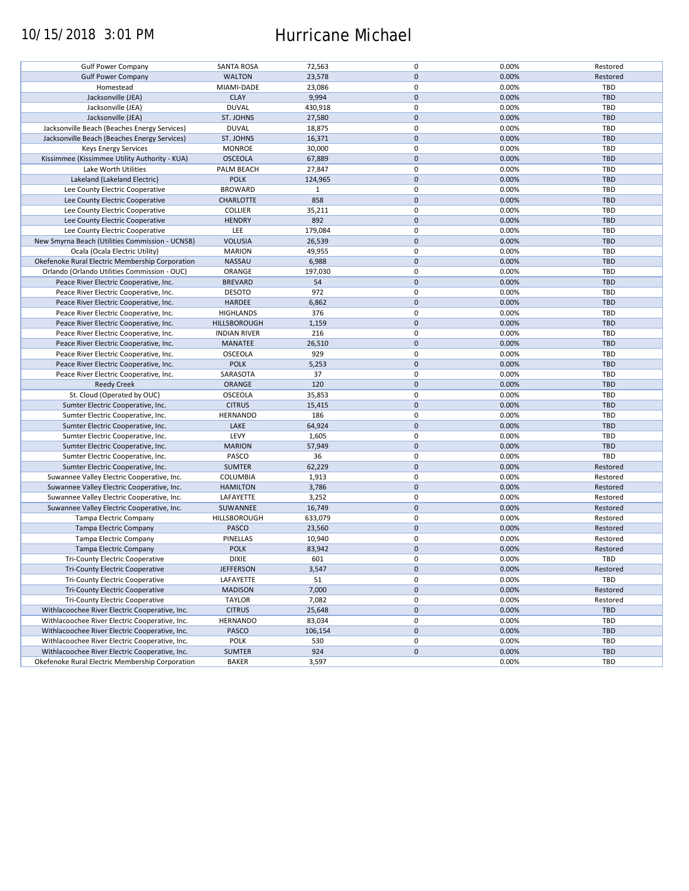10/15/2018 3:01 PM

# Hurricane Michael

| | | | | | |
|---|---|---|---|---|---|
| Gulf Power Company | SANTA ROSA | 72,563 | 0 | 0.00% | Restored |
| Gulf Power Company | WALTON | 23,578 | 0 | 0.00% | Restored |
| Homestead | MIAMI-DADE | 23,086 | 0 | 0.00% | TBD |
| Jacksonville (JEA) | CLAY | 9,994 | 0 | 0.00% | TBD |
| Jacksonville (JEA) | DUVAL | 430,918 | 0 | 0.00% | TBD |
| Jacksonville (JEA) | ST. JOHNS | 27,580 | 0 | 0.00% | TBD |
| Jacksonville Beach (Beaches Energy Services) | DUVAL | 18,875 | 0 | 0.00% | TBD |
| Jacksonville Beach (Beaches Energy Services) | ST. JOHNS | 16,371 | 0 | 0.00% | TBD |
| Keys Energy Services | MONROE | 30,000 | 0 | 0.00% | TBD |
| Kissimmee (Kissimmee Utility Authority - KUA) | OSCEOLA | 67,889 | 0 | 0.00% | TBD |
| Lake Worth Utilities | PALM BEACH | 27,847 | 0 | 0.00% | TBD |
| Lakeland (Lakeland Electric) | POLK | 124,965 | 0 | 0.00% | TBD |
| Lee County Electric Cooperative | BROWARD | 1 | 0 | 0.00% | TBD |
| Lee County Electric Cooperative | CHARLOTTE | 858 | 0 | 0.00% | TBD |
| Lee County Electric Cooperative | COLLIER | 35,211 | 0 | 0.00% | TBD |
| Lee County Electric Cooperative | HENDRY | 892 | 0 | 0.00% | TBD |
| Lee County Electric Cooperative | LEE | 179,084 | 0 | 0.00% | TBD |
| New Smyrna Beach (Utilities Commission - UCNSB) | VOLUSIA | 26,539 | 0 | 0.00% | TBD |
| Ocala (Ocala Electric Utility) | MARION | 49,955 | 0 | 0.00% | TBD |
| Okefenoke Rural Electric Membership Corporation | NASSAU | 6,988 | 0 | 0.00% | TBD |
| Orlando (Orlando Utilities Commission - OUC) | ORANGE | 197,030 | 0 | 0.00% | TBD |
| Peace River Electric Cooperative, Inc. | BREVARD | 54 | 0 | 0.00% | TBD |
| Peace River Electric Cooperative, Inc. | DESOTO | 972 | 0 | 0.00% | TBD |
| Peace River Electric Cooperative, Inc. | HARDEE | 6,862 | 0 | 0.00% | TBD |
| Peace River Electric Cooperative, Inc. | HIGHLANDS | 376 | 0 | 0.00% | TBD |
| Peace River Electric Cooperative, Inc. | HILLSBOROUGH | 1,159 | 0 | 0.00% | TBD |
| Peace River Electric Cooperative, Inc. | INDIAN RIVER | 216 | 0 | 0.00% | TBD |
| Peace River Electric Cooperative, Inc. | MANATEE | 26,510 | 0 | 0.00% | TBD |
| Peace River Electric Cooperative, Inc. | OSCEOLA | 929 | 0 | 0.00% | TBD |
| Peace River Electric Cooperative, Inc. | POLK | 5,253 | 0 | 0.00% | TBD |
| Peace River Electric Cooperative, Inc. | SARASOTA | 37 | 0 | 0.00% | TBD |
| Reedy Creek | ORANGE | 120 | 0 | 0.00% | TBD |
| St. Cloud (Operated by OUC) | OSCEOLA | 35,853 | 0 | 0.00% | TBD |
| Sumter Electric Cooperative, Inc. | CITRUS | 15,415 | 0 | 0.00% | TBD |
| Sumter Electric Cooperative, Inc. | HERNANDO | 186 | 0 | 0.00% | TBD |
| Sumter Electric Cooperative, Inc. | LAKE | 64,924 | 0 | 0.00% | TBD |
| Sumter Electric Cooperative, Inc. | LEVY | 1,605 | 0 | 0.00% | TBD |
| Sumter Electric Cooperative, Inc. | MARION | 57,949 | 0 | 0.00% | TBD |
| Sumter Electric Cooperative, Inc. | PASCO | 36 | 0 | 0.00% | TBD |
| Sumter Electric Cooperative, Inc. | SUMTER | 62,229 | 0 | 0.00% | Restored |
| Suwannee Valley Electric Cooperative, Inc. | COLUMBIA | 1,913 | 0 | 0.00% | Restored |
| Suwannee Valley Electric Cooperative, Inc. | HAMILTON | 3,786 | 0 | 0.00% | Restored |
| Suwannee Valley Electric Cooperative, Inc. | LAFAYETTE | 3,252 | 0 | 0.00% | Restored |
| Suwannee Valley Electric Cooperative, Inc. | SUWANNEE | 16,749 | 0 | 0.00% | Restored |
| Tampa Electric Company | HILLSBOROUGH | 633,079 | 0 | 0.00% | Restored |
| Tampa Electric Company | PASCO | 23,560 | 0 | 0.00% | Restored |
| Tampa Electric Company | PINELLAS | 10,940 | 0 | 0.00% | Restored |
| Tampa Electric Company | POLK | 83,942 | 0 | 0.00% | Restored |
| Tri-County Electric Cooperative | DIXIE | 601 | 0 | 0.00% | TBD |
| Tri-County Electric Cooperative | JEFFERSON | 3,547 | 0 | 0.00% | Restored |
| Tri-County Electric Cooperative | LAFAYETTE | 51 | 0 | 0.00% | TBD |
| Tri-County Electric Cooperative | MADISON | 7,000 | 0 | 0.00% | Restored |
| Tri-County Electric Cooperative | TAYLOR | 7,082 | 0 | 0.00% | Restored |
| Withlacoochee River Electric Cooperative, Inc. | CITRUS | 25,648 | 0 | 0.00% | TBD |
| Withlacoochee River Electric Cooperative, Inc. | HERNANDO | 83,034 | 0 | 0.00% | TBD |
| Withlacoochee River Electric Cooperative, Inc. | PASCO | 106,154 | 0 | 0.00% | TBD |
| Withlacoochee River Electric Cooperative, Inc. | POLK | 530 | 0 | 0.00% | TBD |
| Withlacoochee River Electric Cooperative, Inc. | SUMTER | 924 | 0 | 0.00% | TBD |
| Okefenoke Rural Electric Membership Corporation | BAKER | 3,597 | | 0.00% | TBD |